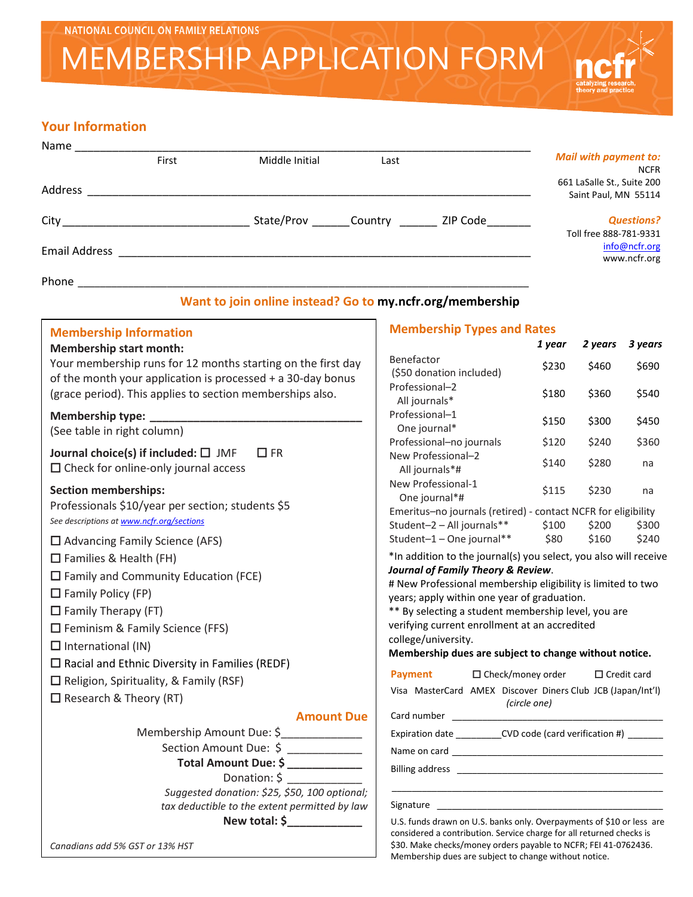NATIONAL COUNCIL ON FAMILY RELATIONS

# MEMBERSHIP APPLICATION FORM

ncfr
catalyzing research, theory and practice

## Your Information

Name ___________________________________________
First        Middle Initial        Last

Address ___________________________________________

City ______________________ State/Prov ______ Country ______ ZIP Code _______

Email Address ___________________________________________

Phone ___________________________________________

***Mail with payment to:***
NCFR
661 LaSalle St., Suite 200
Saint Paul, MN 55114

***Questions?***
Toll free 888-781-9331
info@ncfr.org
www.ncfr.org

**Want to join online instead? Go to my.ncfr.org/membership**

## Membership Information

**Membership start month:**
Your membership runs for 12 months starting on the first day of the month your application is processed + a 30-day bonus (grace period). This applies to section memberships also.

**Membership type:** ______________________________
(See table in right column)

**Journal choice(s) if included:** ☐ JMF ☐ FR
☐ Check for online-only journal access

**Section memberships:**
Professionals $10/year per section; students $5
*See descriptions at www.ncfr.org/sections*

- ☐ Advancing Family Science (AFS)
- ☐ Families & Health (FH)
- ☐ Family and Community Education (FCE)
- ☐ Family Policy (FP)
- ☐ Family Therapy (FT)
- ☐ Feminism & Family Science (FFS)
- ☐ International (IN)
- ☐ Racial and Ethnic Diversity in Families (REDF)
- ☐ Religion, Spirituality, & Family (RSF)
- ☐ Research & Theory (RT)

### Amount Due

Membership Amount Due: $____________
Section Amount Due: $ ____________
**Total Amount Due: $ ____________**
Donation: $ ____________
*Suggested donation: $25, $50, 100 optional; tax deductible to the extent permitted by law*
**New total: $____________**

*Canadians add 5% GST or 13% HST*

## Membership Types and Rates

| | *1 year* | *2 years* | *3 years* |
|---|---|---|---|
| Benefactor ($50 donation included) | $230 | $460 | $690 |
| Professional–2 All journals* | $180 | $360 | $540 |
| Professional–1 One journal* | $150 | $300 | $450 |
| Professional–no journals | $120 | $240 | $360 |
| New Professional–2 All journals*# | $140 | $280 | na |
| New Professional-1 One journal*# | $115 | $230 | na |
| Emeritus–no journals (retired) - contact NCFR for eligibility | | | |
| Student–2 – All journals** | $100 | $200 | $300 |
| Student–1 – One journal** | $80 | $160 | $240 |

*In addition to the journal(s) you select, you also will receive ***Journal of Family Theory & Review***.
# New Professional membership eligibility is limited to two years; apply within one year of graduation.
** By selecting a student membership level, you are verifying current enrollment at an accredited college/university.
**Membership dues are subject to change without notice.**

### Payment

☐ Check/money order ☐ Credit card

Visa MasterCard AMEX Discover Diners Club JCB (Japan/Int'l)
*(circle one)*

Card number ______________________________

Expiration date ________ CVD code (card verification #) _______

Name on card ______________________________

Billing address ______________________________

______________________________

Signature ______________________________

U.S. funds drawn on U.S. banks only. Overpayments of $10 or less are considered a contribution. Service charge for all returned checks is $30. Make checks/money orders payable to NCFR; FEI 41-0762436. Membership dues are subject to change without notice.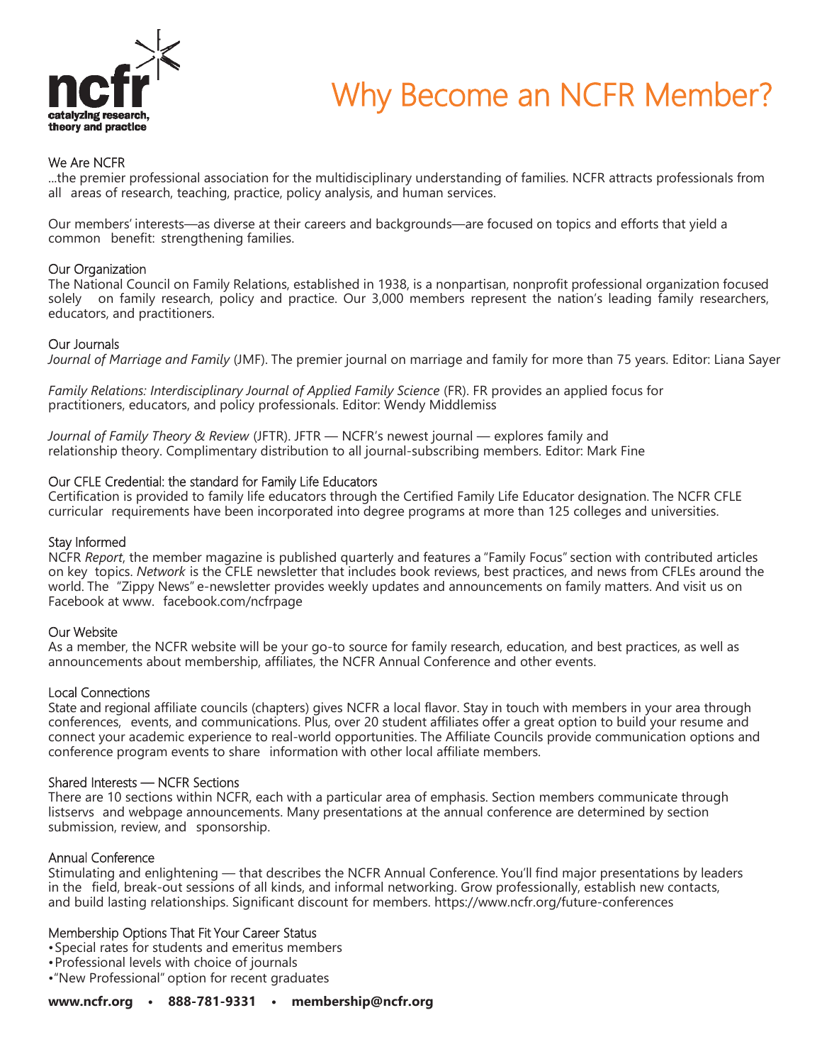ncfr
catalyzing research, theory and practice

# Why Become an NCFR Member?

### We Are NCFR

...the premier professional association for the multidisciplinary understanding of families. NCFR attracts professionals from all areas of research, teaching, practice, policy analysis, and human services.

Our members' interests—as diverse at their careers and backgrounds—are focused on topics and efforts that yield a common benefit: strengthening families.

### Our Organization

The National Council on Family Relations, established in 1938, is a nonpartisan, nonprofit professional organization focused solely on family research, policy and practice. Our 3,000 members represent the nation's leading family researchers, educators, and practitioners.

### Our Journals

*Journal of Marriage and Family* (JMF). The premier journal on marriage and family for more than 75 years. Editor: Liana Sayer

*Family Relations: Interdisciplinary Journal of Applied Family Science* (FR). FR provides an applied focus for practitioners, educators, and policy professionals. Editor: Wendy Middlemiss

*Journal of Family Theory & Review* (JFTR). JFTR — NCFR's newest journal — explores family and relationship theory. Complimentary distribution to all journal-subscribing members. Editor: Mark Fine

### Our CFLE Credential: the standard for Family Life Educators

Certification is provided to family life educators through the Certified Family Life Educator designation. The NCFR CFLE curricular requirements have been incorporated into degree programs at more than 125 colleges and universities.

### Stay Informed

NCFR *Report*, the member magazine is published quarterly and features a "Family Focus" section with contributed articles on key topics. *Network* is the CFLE newsletter that includes book reviews, best practices, and news from CFLEs around the world. The "Zippy News" e-newsletter provides weekly updates and announcements on family matters. And visit us on Facebook at www. facebook.com/ncfrpage

### Our Website

As a member, the NCFR website will be your go-to source for family research, education, and best practices, as well as announcements about membership, affiliates, the NCFR Annual Conference and other events.

### Local Connections

State and regional affiliate councils (chapters) gives NCFR a local flavor. Stay in touch with members in your area through conferences, events, and communications. Plus, over 20 student affiliates offer a great option to build your resume and connect your academic experience to real-world opportunities. The Affiliate Councils provide communication options and conference program events to share information with other local affiliate members.

### Shared Interests — NCFR Sections

There are 10 sections within NCFR, each with a particular area of emphasis. Section members communicate through listservs and webpage announcements. Many presentations at the annual conference are determined by section submission, review, and sponsorship.

### Annual Conference

Stimulating and enlightening — that describes the NCFR Annual Conference. You'll find major presentations by leaders in the field, break-out sessions of all kinds, and informal networking. Grow professionally, establish new contacts, and build lasting relationships. Significant discount for members. https://www.ncfr.org/future-conferences

### Membership Options That Fit Your Career Status

- Special rates for students and emeritus members
- Professional levels with choice of journals
- "New Professional" option for recent graduates

**www.ncfr.org • 888-781-9331 • membership@ncfr.org**